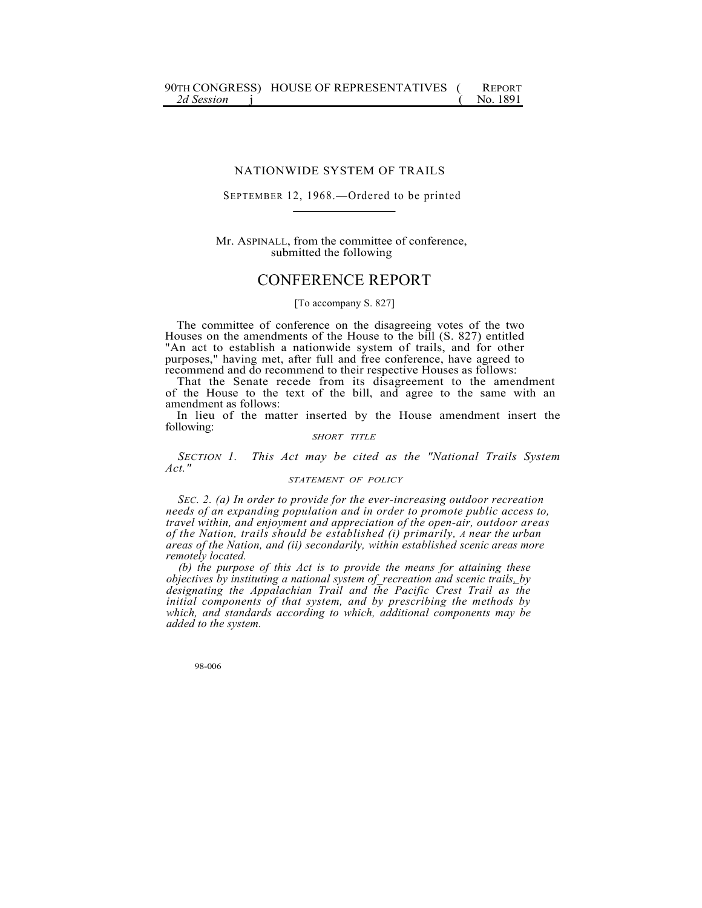90TH CONGRESS) HOUSE OF REPRESENTATIVES ( REPORT
*2d Session* j ( No. 1891

NATIONWIDE SYSTEM OF TRAILS

SEPTEMBER 12, 1968.—Ordered to be printed

Mr. ASPINALL, from the committee of conference, submitted the following

# CONFERENCE REPORT

[To accompany S. 827]

The committee of conference on the disagreeing votes of the two Houses on the amendments of the House to the bill (S. 827) entitled "An act to establish a nationwide system of trails, and for other purposes," having met, after full and free conference, have agreed to recommend and do recommend to their respective Houses as follows:

That the Senate recede from its disagreement to the amendment of the House to the text of the bill, and agree to the same with an amendment as follows:

In lieu of the matter inserted by the House amendment insert the following:

*SHORT TITLE*

*SECTION 1. This Act may be cited as the "National Trails System Act."*

*STATEMENT OF POLICY*

*SEC. 2. (a) In order to provide for the ever-increasing outdoor recreation needs of an expanding population and in order to promote public access to, travel within, and enjoyment and appreciation of the open-air, outdoor areas of the Nation, trails should be established (i) primarily, A near the urban areas of the Nation, and (ii) secondarily, within established scenic areas more remotely located.*

*(b) the purpose of this Act is to provide the means for attaining these objectives by instituting a national system of recreation and scenic trails, by designating the Appalachian Trail and the Pacific Crest Trail as the initial components of that system, and by prescribing the methods by which, and standards according to which, additional components may be added to the system.*

98-006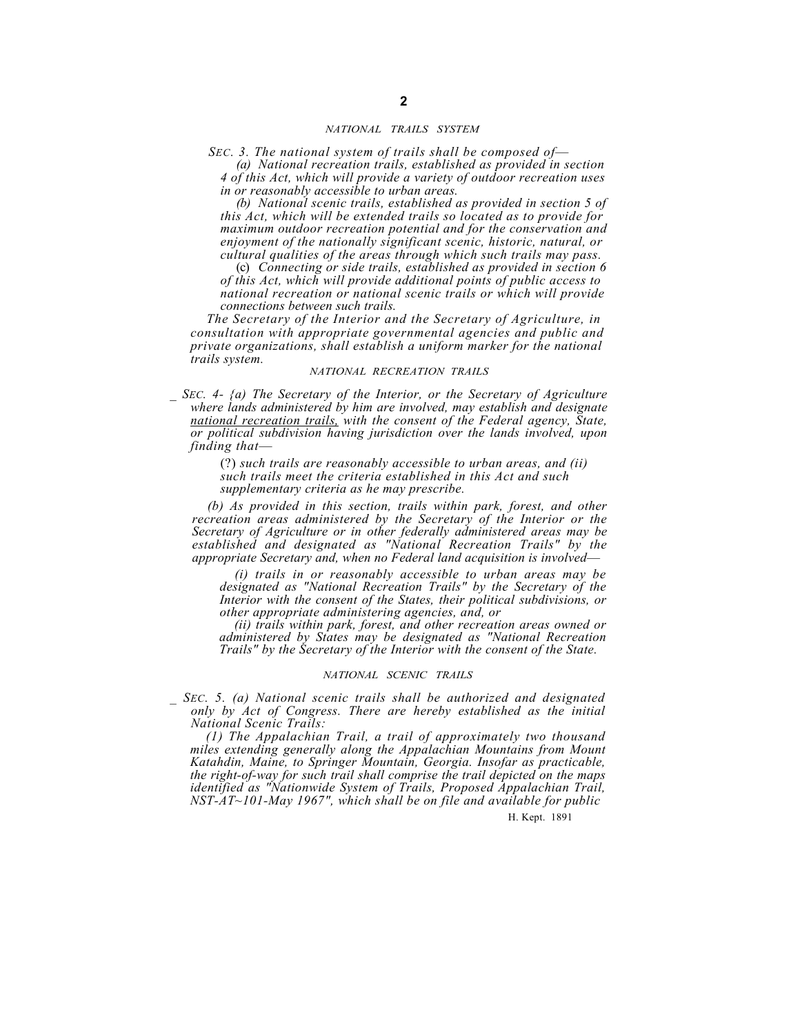## NATIONAL TRAILS SYSTEM

*SEC. 3. The national system of trails shall be composed of—*

*(a) National recreation trails, established as provided in section 4 of this Act, which will provide a variety of outdoor recreation uses in or reasonably accessible to urban areas.*

*(b) National scenic trails, established as provided in section 5 of this Act, which will be extended trails so located as to provide for maximum outdoor recreation potential and for the conservation and enjoyment of the nationally significant scenic, historic, natural, or cultural qualities of the areas through which such trails may pass.*

(c) *Connecting or side trails, established as provided in section 6 of this Act, which will provide additional points of public access to national recreation or national scenic trails or which will provide connections between such trails.*

*The Secretary of the Interior and the Secretary of Agriculture, in consultation with appropriate governmental agencies and public and private organizations, shall establish a uniform marker for the national trails system.*

## NATIONAL RECREATION TRAILS

_ *SEC. 4- {a) The Secretary of the Interior, or the Secretary of Agriculture where lands administered by him are involved, may establish and designate national recreation trails, with the consent of the Federal agency, State, or political subdivision having jurisdiction over the lands involved, upon finding that—*

(?) *such trails are reasonably accessible to urban areas, and (ii) such trails meet the criteria established in this Act and such supplementary criteria as he may prescribe.*

*(b) As provided in this section, trails within park, forest, and other recreation areas administered by the Secretary of the Interior or the Secretary of Agriculture or in other federally administered areas may be established and designated as "National Recreation Trails" by the appropriate Secretary and, when no Federal land acquisition is involved—*

*(i) trails in or reasonably accessible to urban areas may be designated as "National Recreation Trails" by the Secretary of the Interior with the consent of the States, their political subdivisions, or other appropriate administering agencies, and, or*

*(ii) trails within park, forest, and other recreation areas owned or administered by States may be designated as "National Recreation Trails" by the Secretary of the Interior with the consent of the State.*

## NATIONAL SCENIC TRAILS

_ *SEC. 5. (a) National scenic trails shall be authorized and designated only by Act of Congress. There are hereby established as the initial National Scenic Trails:*

*(1) The Appalachian Trail, a trail of approximately two thousand miles extending generally along the Appalachian Mountains from Mount Katahdin, Maine, to Springer Mountain, Georgia. Insofar as practicable, the right-of-way for such trail shall comprise the trail depicted on the maps identified as "Nationwide System of Trails, Proposed Appalachian Trail, NST-AT~101-May 1967", which shall be on file and available for public*

H. Kept. 1891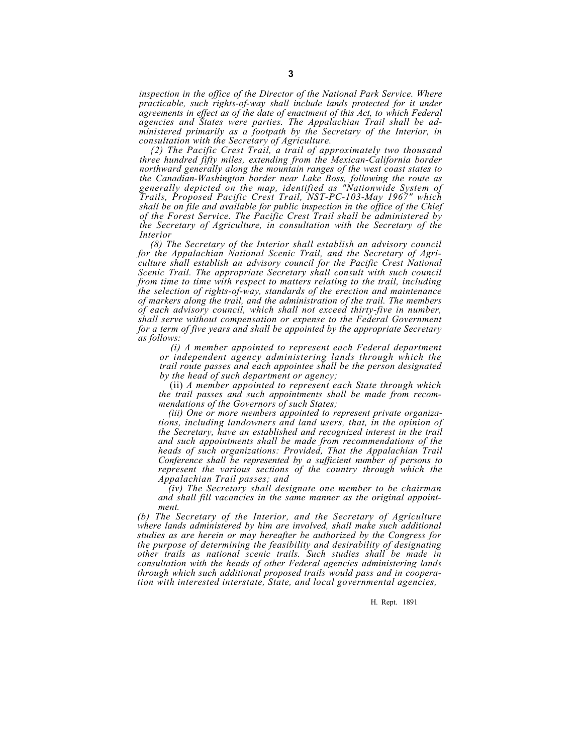*inspection in the office of the Director of the National Park Service. Where practicable, such rights-of-way shall include lands protected for it under agreements in effect as of the date of enactment of this Act, to which Federal agencies and States were parties. The Appalachian Trail shall be administered primarily as a footpath by the Secretary of the Interior, in consultation with the Secretary of Agriculture.*

*{2) The Pacific Crest Trail, a trail of approximately two thousand three hundred fifty miles, extending from the Mexican-California border northward generally along the mountain ranges of the west coast states to the Canadian-Washington border near Lake Boss, following the route as generally depicted on the map, identified as "Nationwide System of Trails, Proposed Pacific Crest Trail, NST-PC-103-May 1967" which shall be on file and available for public inspection in the office of the Chief of the Forest Service. The Pacific Crest Trail shall be administered by the Secretary of Agriculture, in consultation with the Secretary of the Interior*

*(8) The Secretary of the Interior shall establish an advisory council for the Appalachian National Scenic Trail, and the Secretary of Agriculture shall establish an advisory council for the Pacific Crest National Scenic Trail. The appropriate Secretary shall consult with such council from time to time with respect to matters relating to the trail, including the selection of rights-of-way, standards of the erection and maintenance of markers along the trail, and the administration of the trail. The members of each advisory council, which shall not exceed thirty-five in number, shall serve without compensation or expense to the Federal Government for a term of five years and shall be appointed by the appropriate Secretary as follows:*

*(i) A member appointed to represent each Federal department or independent agency administering lands through which the trail route passes and each appointee shall be the person designated by the head of such department or agency;*

(ii) *A member appointed to represent each State through which the trail passes and such appointments shall be made from recommendations of the Governors of such States;*

*(iii) One or more members appointed to represent private organizations, including landowners and land users, that, in the opinion of the Secretary, have an established and recognized interest in the trail and such appointments shall be made from recommendations of the heads of such organizations: Provided, That the Appalachian Trail Conference shall be represented by a sufficient number of persons to represent the various sections of the country through which the Appalachian Trail passes; and*

*(iv) The Secretary shall designate one member to be chairman and shall fill vacancies in the same manner as the original appointment.*

*(b) The Secretary of the Interior, and the Secretary of Agriculture where lands administered by him are involved, shall make such additional studies as are herein or may hereafter be authorized by the Congress for the purpose of determining the feasibility and desirability of designating other trails as national scenic trails. Such studies shall be made in consultation with the heads of other Federal agencies administering lands through which such additional proposed trails would pass and in cooperation with interested interstate, State, and local governmental agencies,*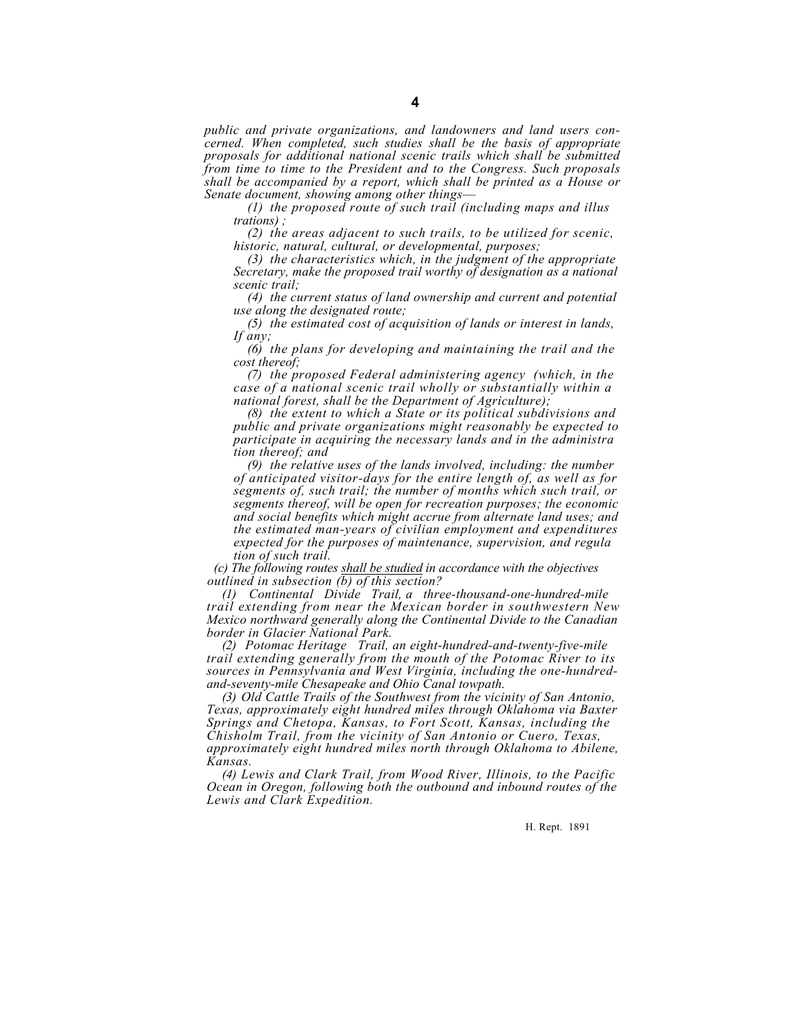*public and private organizations, and landowners and land users concerned. When completed, such studies shall be the basis of appropriate proposals for additional national scenic trails which shall be submitted from time to time to the President and to the Congress. Such proposals shall be accompanied by a report, which shall be printed as a House or Senate document, showing among other things—*

*(1) the proposed route of such trail (including maps and illus trations) ;*

*(2) the areas adjacent to such trails, to be utilized for scenic, historic, natural, cultural, or developmental, purposes;*

*(3) the characteristics which, in the judgment of the appropriate Secretary, make the proposed trail worthy of designation as a national scenic trail;*

*(4) the current status of land ownership and current and potential use along the designated route;*

*(5) the estimated cost of acquisition of lands or interest in lands, If any;*

*(6) the plans for developing and maintaining the trail and the cost thereof;*

*(7) the proposed Federal administering agency (which, in the case of a national scenic trail wholly or substantially within a national forest, shall be the Department of Agriculture);*

*(8) the extent to which a State or its political subdivisions and public and private organizations might reasonably be expected to participate in acquiring the necessary lands and in the administra tion thereof; and*

*(9) the relative uses of the lands involved, including: the number of anticipated visitor-days for the entire length of, as well as for segments of, such trail; the number of months which such trail, or segments thereof, will be open for recreation purposes; the economic and social benefits which might accrue from alternate land uses; and the estimated man-years of civilian employment and expenditures expected for the purposes of maintenance, supervision, and regula tion of such trail.*

*(c) The following routes <u>shall be studied</u> in accordance with the objectives outlined in subsection (b) of this section?*

*(1) Continental Divide Trail, a three-thousand-one-hundred-mile trail extending from near the Mexican border in southwestern New Mexico northward generally along the Continental Divide to the Canadian border in Glacier National Park.*

*(2) Potomac Heritage Trail, an eight-hundred-and-twenty-five-mile trail extending generally from the mouth of the Potomac River to its sources in Pennsylvania and West Virginia, including the one-hundred-and-seventy-mile Chesapeake and Ohio Canal towpath.*

*(3) Old Cattle Trails of the Southwest from the vicinity of San Antonio, Texas, approximately eight hundred miles through Oklahoma via Baxter Springs and Chetopa, Kansas, to Fort Scott, Kansas, including the Chisholm Trail, from the vicinity of San Antonio or Cuero, Texas, approximately eight hundred miles north through Oklahoma to Abilene, Kansas.*

*(4) Lewis and Clark Trail, from Wood River, Illinois, to the Pacific Ocean in Oregon, following both the outbound and inbound routes of the Lewis and Clark Expedition.*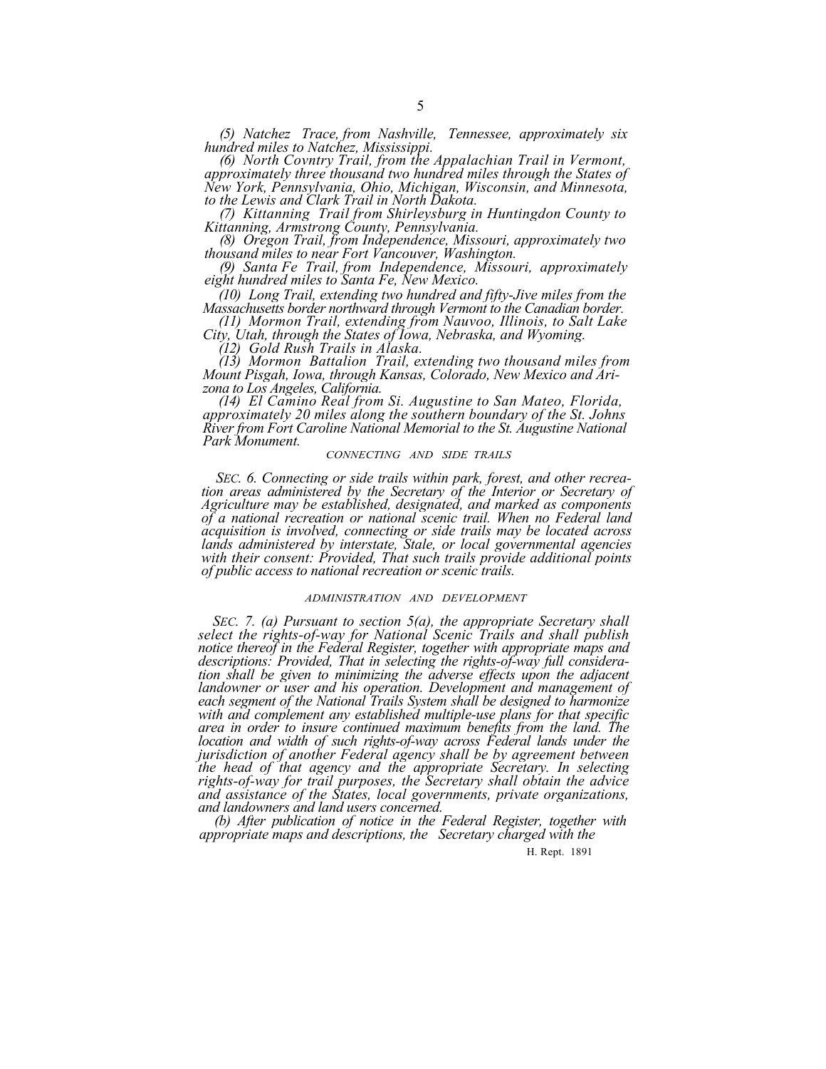*(5) Natchez Trace, from Nashville, Tennessee, approximately six hundred miles to Natchez, Mississippi.*

*(6) North Covntry Trail, from the Appalachian Trail in Vermont, approximately three thousand two hundred miles through the States of New York, Pennsylvania, Ohio, Michigan, Wisconsin, and Minnesota, to the Lewis and Clark Trail in North Dakota.*

*(7) Kittanning Trail from Shirleysburg in Huntingdon County to Kittanning, Armstrong County, Pennsylvania.*

*(8) Oregon Trail, from Independence, Missouri, approximately two thousand miles to near Fort Vancouver, Washington.*

*(9) Santa Fe Trail, from Independence, Missouri, approximately eight hundred miles to Santa Fe, New Mexico.*

*(10) Long Trail, extending two hundred and fifty-Jive miles from the Massachusetts border northward through Vermont to the Canadian border.*

*(11) Mormon Trail, extending from Nauvoo, Illinois, to Salt Lake City, Utah, through the States of Iowa, Nebraska, and Wyoming.*

*(12) Gold Rush Trails in Alaska.*

*(13) Mormon Battalion Trail, extending two thousand miles from Mount Pisgah, Iowa, through Kansas, Colorado, New Mexico and Arizona to Los Angeles, California.*

*(14) El Camino Real from Si. Augustine to San Mateo, Florida, approximately 20 miles along the southern boundary of the St. Johns River from Fort Caroline National Memorial to the St. Augustine National Park Monument.*

*CONNECTING AND SIDE TRAILS*

*SEC. 6. Connecting or side trails within park, forest, and other recreation areas administered by the Secretary of the Interior or Secretary of Agriculture may be established, designated, and marked as components of a national recreation or national scenic trail. When no Federal land acquisition is involved, connecting or side trails may be located across lands administered by interstate, Stale, or local governmental agencies with their consent: Provided, That such trails provide additional points of public access to national recreation or scenic trails.*

*ADMINISTRATION AND DEVELOPMENT*

*SEC. 7. (a) Pursuant to section 5(a), the appropriate Secretary shall select the rights-of-way for National Scenic Trails and shall publish notice thereof in the Federal Register, together with appropriate maps and descriptions: Provided, That in selecting the rights-of-way full consideration shall be given to minimizing the adverse effects upon the adjacent landowner or user and his operation. Development and management of each segment of the National Trails System shall be designed to harmonize with and complement any established multiple-use plans for that specific area in order to insure continued maximum benefits from the land. The location and width of such rights-of-way across Federal lands under the jurisdiction of another Federal agency shall be by agreement between the head of that agency and the appropriate Secretary. In selecting rights-of-way for trail purposes, the Secretary shall obtain the advice and assistance of the States, local governments, private organizations, and landowners and land users concerned.*

*(b) After publication of notice in the Federal Register, together with appropriate maps and descriptions, the Secretary charged with the*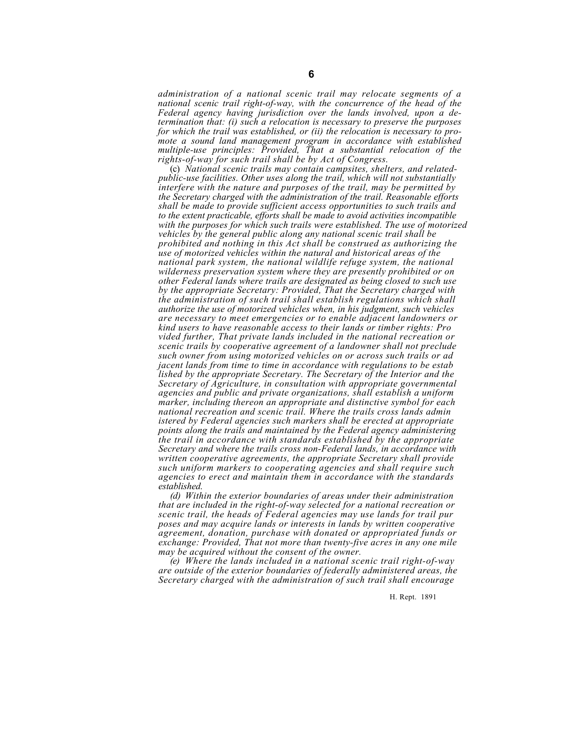*administration of a national scenic trail may relocate segments of a national scenic trail right-of-way, with the concurrence of the head of the Federal agency having jurisdiction over the lands involved, upon a determination that: (i) such a relocation is necessary to preserve the purposes for which the trail was established, or (ii) the relocation is necessary to promote a sound land management program in accordance with established multiple-use principles: Provided, That a substantial relocation of the rights-of-way for such trail shall be by Act of Congress.*

(c) *National scenic trails may contain campsites, shelters, and related-public-use facilities. Other uses along the trail, which will not substantially interfere with the nature and purposes of the trail, may be permitted by the Secretary charged with the administration of the trail. Reasonable efforts shall be made to provide sufficient access opportunities to such trails and to the extent practicable, efforts shall be made to avoid activities incompatible with the purposes for which such trails were established. The use of motorized vehicles by the general public along any national scenic trail shall be prohibited and nothing in this Act shall be construed as authorizing the use of motorized vehicles within the natural and historical areas of the national park system, the national wildlife refuge system, the national wilderness preservation system where they are presently prohibited or on other Federal lands where trails are designated as being closed to such use by the appropriate Secretary: Provided, That the Secretary charged with the administration of such trail shall establish regulations which shall authorize the use of motorized vehicles when, in his judgment, such vehicles are necessary to meet emergencies or to enable adjacent landowners or kind users to have reasonable access to their lands or timber rights: Provided further, That private lands included in the national recreation or scenic trails by cooperative agreement of a landowner shall not preclude such owner from using motorized vehicles on or across such trails or adjacent lands from time to time in accordance with regulations to be established by the appropriate Secretary. The Secretary of the Interior and the Secretary of Agriculture, in consultation with appropriate governmental agencies and public and private organizations, shall establish a uniform marker, including thereon an appropriate and distinctive symbol for each national recreation and scenic trail. Where the trails cross lands administered by Federal agencies such markers shall be erected at appropriate points along the trails and maintained by the Federal agency administering the trail in accordance with standards established by the appropriate Secretary and where the trails cross non-Federal lands, in accordance with written cooperative agreements, the appropriate Secretary shall provide such uniform markers to cooperating agencies and shall require such agencies to erect and maintain them in accordance with the standards established.*

*(d) Within the exterior boundaries of areas under their administration that are included in the right-of-way selected for a national recreation or scenic trail, the heads of Federal agencies may use lands for trail purposes and may acquire lands or interests in lands by written cooperative agreement, donation, purchase with donated or appropriated funds or exchange: Provided, That not more than twenty-five acres in any one mile may be acquired without the consent of the owner.*

*(e) Where the lands included in a national scenic trail right-of-way are outside of the exterior boundaries of federally administered areas, the Secretary charged with the administration of such trail shall encourage*

H. Rept. 1891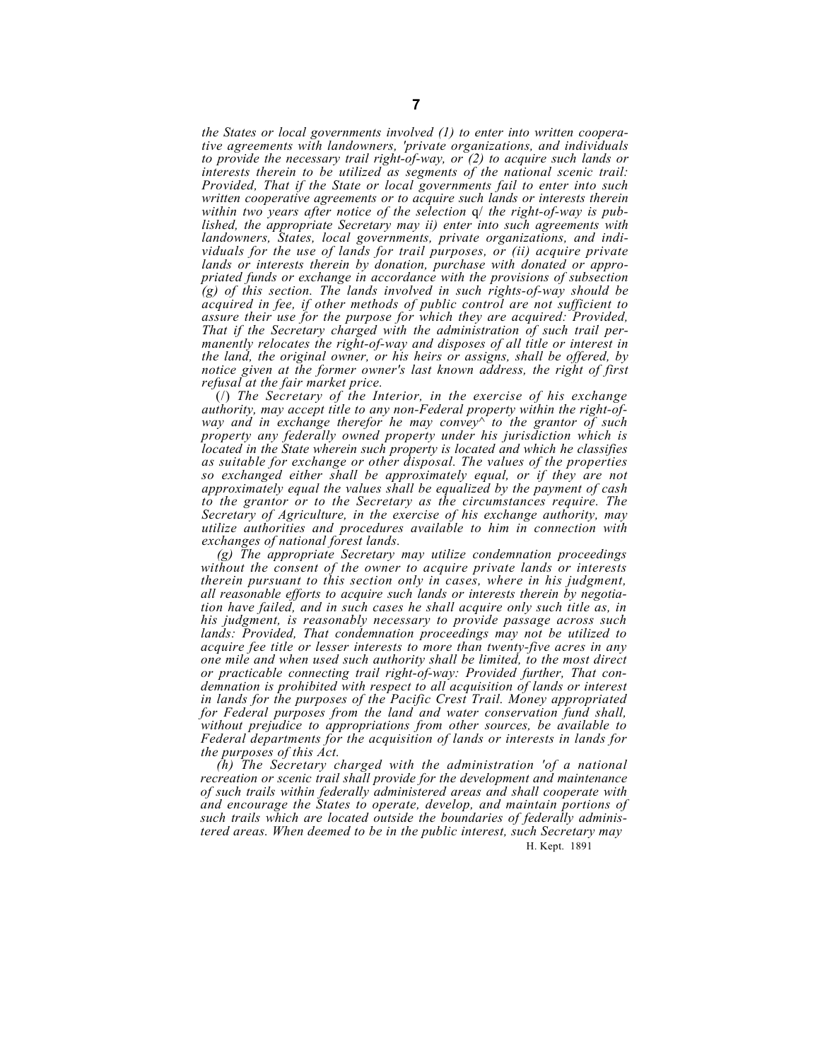*the States or local governments involved (1) to enter into written cooperative agreements with landowners, 'private organizations, and individuals to provide the necessary trail right-of-way, or (2) to acquire such lands or interests therein to be utilized as segments of the national scenic trail: Provided, That if the State or local governments fail to enter into such written cooperative agreements or to acquire such lands or interests therein within two years after notice of the selection q/ the right-of-way is published, the appropriate Secretary may ii) enter into such agreements with landowners, States, local governments, private organizations, and individuals for the use of lands for trail purposes, or (ii) acquire private lands or interests therein by donation, purchase with donated or appropriated funds or exchange in accordance with the provisions of subsection (g) of this section. The lands involved in such rights-of-way should be acquired in fee, if other methods of public control are not sufficient to assure their use for the purpose for which they are acquired: Provided, That if the Secretary charged with the administration of such trail permanently relocates the right-of-way and disposes of all title or interest in the land, the original owner, or his heirs or assigns, shall be offered, by notice given at the former owner's last known address, the right of first refusal at the fair market price.*

(/) *The Secretary of the Interior, in the exercise of his exchange authority, may accept title to any non-Federal property within the right-of-way and in exchange therefor he may convey^ to the grantor of such property any federally owned property under his jurisdiction which is located in the State wherein such property is located and which he classifies as suitable for exchange or other disposal. The values of the properties so exchanged either shall be approximately equal, or if they are not approximately equal the values shall be equalized by the payment of cash to the grantor or to the Secretary as the circumstances require. The Secretary of Agriculture, in the exercise of his exchange authority, may utilize authorities and procedures available to him in connection with exchanges of national forest lands.*

*(g) The appropriate Secretary may utilize condemnation proceedings without the consent of the owner to acquire private lands or interests therein pursuant to this section only in cases, where in his judgment, all reasonable efforts to acquire such lands or interests therein by negotiation have failed, and in such cases he shall acquire only such title as, in his judgment, is reasonably necessary to provide passage across such lands: Provided, That condemnation proceedings may not be utilized to acquire fee title or lesser interests to more than twenty-five acres in any one mile and when used such authority shall be limited, to the most direct or practicable connecting trail right-of-way: Provided further, That condemnation is prohibited with respect to all acquisition of lands or interest in lands for the purposes of the Pacific Crest Trail. Money appropriated for Federal purposes from the land and water conservation fund shall, without prejudice to appropriations from other sources, be available to Federal departments for the acquisition of lands or interests in lands for the purposes of this Act.*

*(h) The Secretary charged with the administration 'of a national recreation or scenic trail shall provide for the development and maintenance of such trails within federally administered areas and shall cooperate with and encourage the States to operate, develop, and maintain portions of such trails which are located outside the boundaries of federally administered areas. When deemed to be in the public interest, such Secretary may*

H. Kept. 1891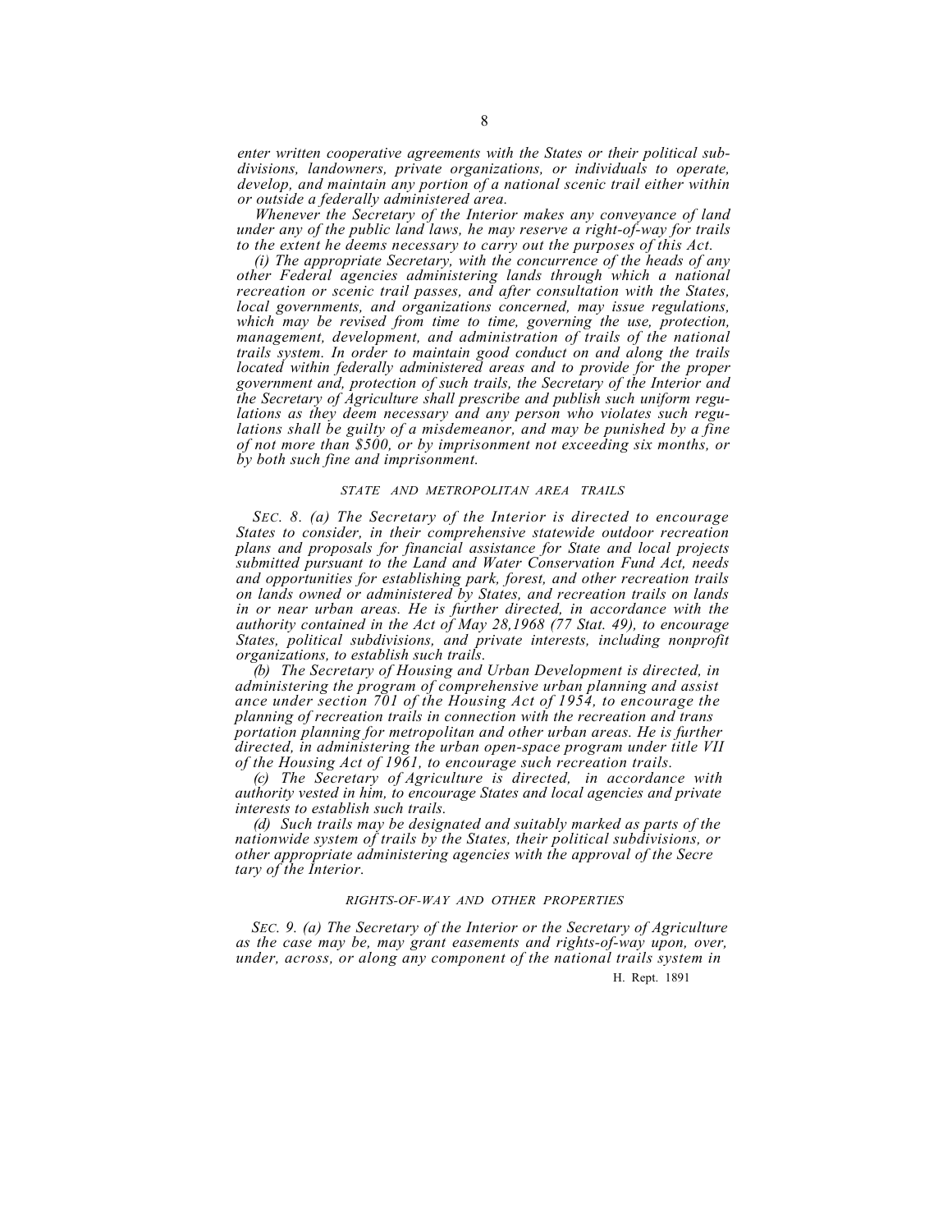*enter written cooperative agreements with the States or their political subdivisions, landowners, private organizations, or individuals to operate, develop, and maintain any portion of a national scenic trail either within or outside a federally administered area.*

*Whenever the Secretary of the Interior makes any conveyance of land under any of the public land laws, he may reserve a right-of-way for trails to the extent he deems necessary to carry out the purposes of this Act.*

*(i) The appropriate Secretary, with the concurrence of the heads of any other Federal agencies administering lands through which a national recreation or scenic trail passes, and after consultation with the States, local governments, and organizations concerned, may issue regulations, which may be revised from time to time, governing the use, protection, management, development, and administration of trails of the national trails system. In order to maintain good conduct on and along the trails located within federally administered areas and to provide for the proper government and, protection of such trails, the Secretary of the Interior and the Secretary of Agriculture shall prescribe and publish such uniform regulations as they deem necessary and any person who violates such regulations shall be guilty of a misdemeanor, and may be punished by a fine of not more than $500, or by imprisonment not exceeding six months, or by both such fine and imprisonment.*

### *STATE AND METROPOLITAN AREA TRAILS*

*SEC. 8. (a) The Secretary of the Interior is directed to encourage States to consider, in their comprehensive statewide outdoor recreation plans and proposals for financial assistance for State and local projects submitted pursuant to the Land and Water Conservation Fund Act, needs and opportunities for establishing park, forest, and other recreation trails on lands owned or administered by States, and recreation trails on lands in or near urban areas. He is further directed, in accordance with the authority contained in the Act of May 28,1968 (77 Stat. 49), to encourage States, political subdivisions, and private interests, including nonprofit organizations, to establish such trails.*

*(b) The Secretary of Housing and Urban Development is directed, in administering the program of comprehensive urban planning and assistance under section 701 of the Housing Act of 1954, to encourage the planning of recreation trails in connection with the recreation and transportation planning for metropolitan and other urban areas. He is further directed, in administering the urban open-space program under title VII of the Housing Act of 1961, to encourage such recreation trails.*

*(c) The Secretary of Agriculture is directed, in accordance with authority vested in him, to encourage States and local agencies and private interests to establish such trails.*

*(d) Such trails may be designated and suitably marked as parts of the nationwide system of trails by the States, their political subdivisions, or other appropriate administering agencies with the approval of the Secretary of the Interior.*

### *RIGHTS-OF-WAY AND OTHER PROPERTIES*

*SEC. 9. (a) The Secretary of the Interior or the Secretary of Agriculture as the case may be, may grant easements and rights-of-way upon, over, under, across, or along any component of the national trails system in*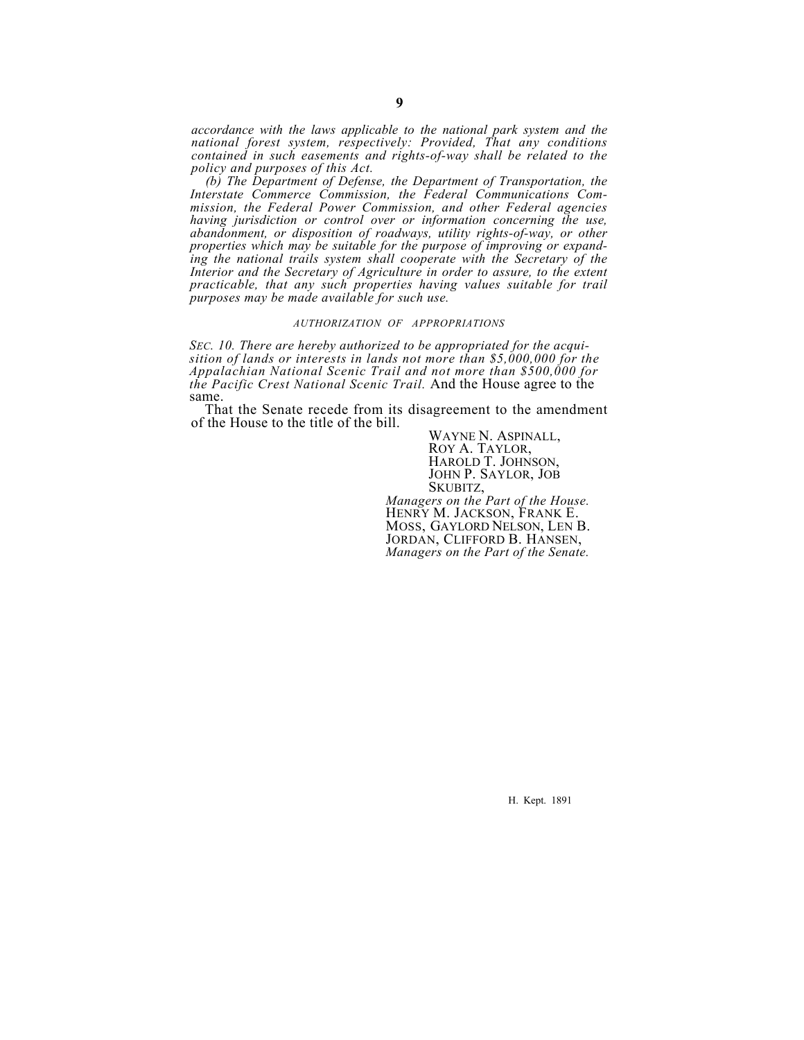*accordance with the laws applicable to the national park system and the national forest system, respectively: Provided, That any conditions contained in such easements and rights-of-way shall be related to the policy and purposes of this Act.*

*(b) The Department of Defense, the Department of Transportation, the Interstate Commerce Commission, the Federal Communications Commission, the Federal Power Commission, and other Federal agencies having jurisdiction or control over or information concerning the use, abandonment, or disposition of roadways, utility rights-of-way, or other properties which may be suitable for the purpose of improving or expanding the national trails system shall cooperate with the Secretary of the Interior and the Secretary of Agriculture in order to assure, to the extent practicable, that any such properties having values suitable for trail purposes may be made available for such use.*

*AUTHORIZATION OF APPROPRIATIONS*

*SEC. 10. There are hereby authorized to be appropriated for the acquisition of lands or interests in lands not more than $5,000,000 for the Appalachian National Scenic Trail and not more than $500,000 for the Pacific Crest National Scenic Trail.* And the House agree to the same.

That the Senate recede from its disagreement to the amendment of the House to the title of the bill.

WAYNE N. ASPINALL,
ROY A. TAYLOR,
HAROLD T. JOHNSON,
JOHN P. SAYLOR, JOB SKUBITZ,
*Managers on the Part of the House.*
HENRY M. JACKSON, FRANK E. MOSS, GAYLORD NELSON, LEN B. JORDAN, CLIFFORD B. HANSEN,
*Managers on the Part of the Senate.*

H. Kept. 1891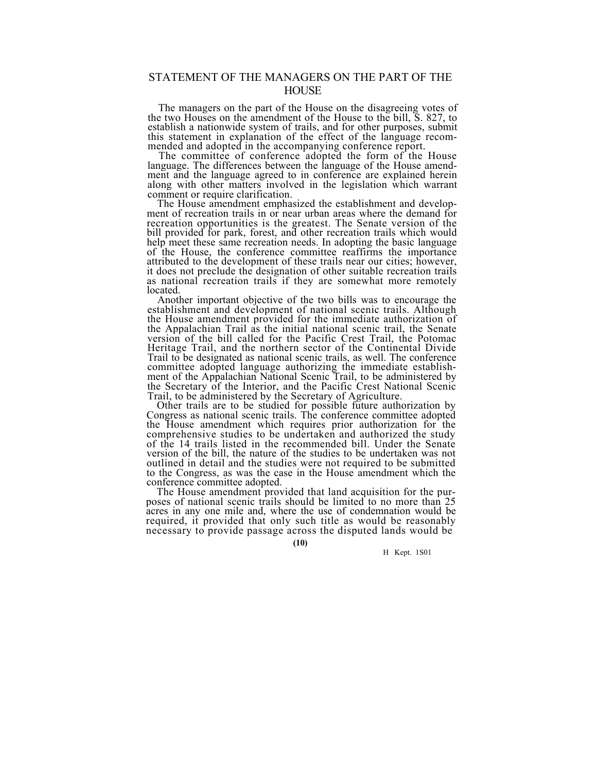## STATEMENT OF THE MANAGERS ON THE PART OF THE HOUSE

The managers on the part of the House on the disagreeing votes of the two Houses on the amendment of the House to the bill, S. 827, to establish a nationwide system of trails, and for other purposes, submit this statement in explanation of the effect of the language recommended and adopted in the accompanying conference report.

The committee of conference adopted the form of the House language. The differences between the language of the House amendment and the language agreed to in conference are explained herein along with other matters involved in the legislation which warrant comment or require clarification.

The House amendment emphasized the establishment and development of recreation trails in or near urban areas where the demand for recreation opportunities is the greatest. The Senate version of the bill provided for park, forest, and other recreation trails which would help meet these same recreation needs. In adopting the basic language of the House, the conference committee reaffirms the importance attributed to the development of these trails near our cities; however, it does not preclude the designation of other suitable recreation trails as national recreation trails if they are somewhat more remotely located.

Another important objective of the two bills was to encourage the establishment and development of national scenic trails. Although the House amendment provided for the immediate authorization of the Appalachian Trail as the initial national scenic trail, the Senate version of the bill called for the Pacific Crest Trail, the Potomac Heritage Trail, and the northern sector of the Continental Divide Trail to be designated as national scenic trails, as well. The conference committee adopted language authorizing the immediate establishment of the Appalachian National Scenic Trail, to be administered by the Secretary of the Interior, and the Pacific Crest National Scenic Trail, to be administered by the Secretary of Agriculture.

Other trails are to be studied for possible future authorization by Congress as national scenic trails. The conference committee adopted the House amendment which requires prior authorization for the comprehensive studies to be undertaken and authorized the study of the 14 trails listed in the recommended bill. Under the Senate version of the bill, the nature of the studies to be undertaken was not outlined in detail and the studies were not required to be submitted to the Congress, as was the case in the House amendment which the conference committee adopted.

The House amendment provided that land acquisition for the purposes of national scenic trails should be limited to no more than 25 acres in any one mile and, where the use of condemnation would be required, it provided that only such title as would be reasonably necessary to provide passage across the disputed lands would be

H Kept. 1S01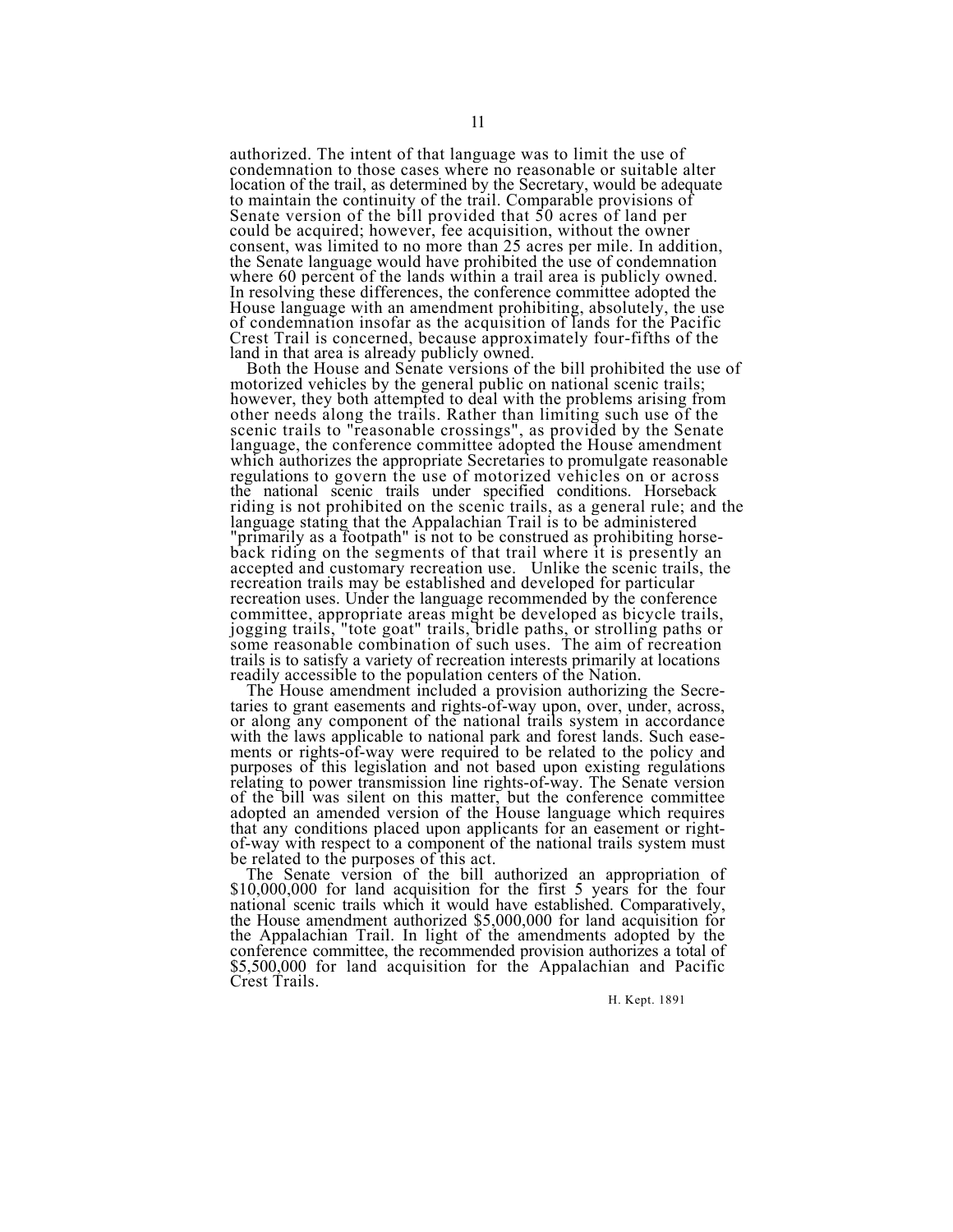authorized. The intent of that language was to limit the use of condemnation to those cases where no reasonable or suitable alter location of the trail, as determined by the Secretary, would be adequate to maintain the continuity of the trail. Comparable provisions of Senate version of the bill provided that 50 acres of land per could be acquired; however, fee acquisition, without the owner consent, was limited to no more than 25 acres per mile. In addition, the Senate language would have prohibited the use of condemnation where 60 percent of the lands within a trail area is publicly owned. In resolving these differences, the conference committee adopted the House language with an amendment prohibiting, absolutely, the use of condemnation insofar as the acquisition of lands for the Pacific Crest Trail is concerned, because approximately four-fifths of the land in that area is already publicly owned.

Both the House and Senate versions of the bill prohibited the use of motorized vehicles by the general public on national scenic trails; however, they both attempted to deal with the problems arising from other needs along the trails. Rather than limiting such use of the scenic trails to "reasonable crossings", as provided by the Senate language, the conference committee adopted the House amendment which authorizes the appropriate Secretaries to promulgate reasonable regulations to govern the use of motorized vehicles on or across the national scenic trails under specified conditions. Horseback riding is not prohibited on the scenic trails, as a general rule; and the language stating that the Appalachian Trail is to be administered "primarily as a footpath" is not to be construed as prohibiting horse-back riding on the segments of that trail where it is presently an accepted and customary recreation use. Unlike the scenic trails, the recreation trails may be established and developed for particular recreation uses. Under the language recommended by the conference committee, appropriate areas might be developed as bicycle trails, jogging trails, "tote goat" trails, bridle paths, or strolling paths or some reasonable combination of such uses. The aim of recreation trails is to satisfy a variety of recreation interests primarily at locations readily accessible to the population centers of the Nation.

The House amendment included a provision authorizing the Secretaries to grant easements and rights-of-way upon, over, under, across, or along any component of the national trails system in accordance with the laws applicable to national park and forest lands. Such easements or rights-of-way were required to be related to the policy and purposes of this legislation and not based upon existing regulations relating to power transmission line rights-of-way. The Senate version of the bill was silent on this matter, but the conference committee adopted an amended version of the House language which requires that any conditions placed upon applicants for an easement or right-of-way with respect to a component of the national trails system must be related to the purposes of this act.

The Senate version of the bill authorized an appropriation of $10,000,000 for land acquisition for the first 5 years for the four national scenic trails which it would have established. Comparatively, the House amendment authorized $5,000,000 for land acquisition for the Appalachian Trail. In light of the amendments adopted by the conference committee, the recommended provision authorizes a total of $5,500,000 for land acquisition for the Appalachian and Pacific Crest Trails.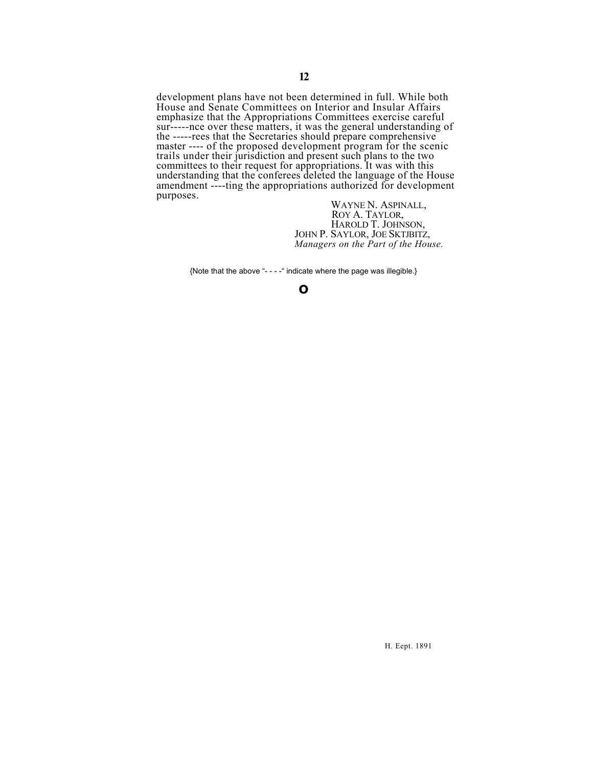development plans have not been determined in full. While both House and Senate Committees on Interior and Insular Affairs emphasize that the Appropriations Committees exercise careful sur-----nce over these matters, it was the general understanding of the -----rees that the Secretaries should prepare comprehensive master ---- of the proposed development program for the scenic trails under their jurisdiction and present such plans to the two committees to their request for appropriations. It was with this understanding that the conferees deleted the language of the House amendment ----ting the appropriations authorized for development purposes.

WAYNE N. ASPINALL,
ROY A. TAYLOR,
HAROLD T. JOHNSON,
JOHN P. SAYLOR, JOE SKTJBITZ,
*Managers on the Part of the House.*

{Note that the above "- - - -" indicate where the page was illegible.}

O

H. Eept. 1891